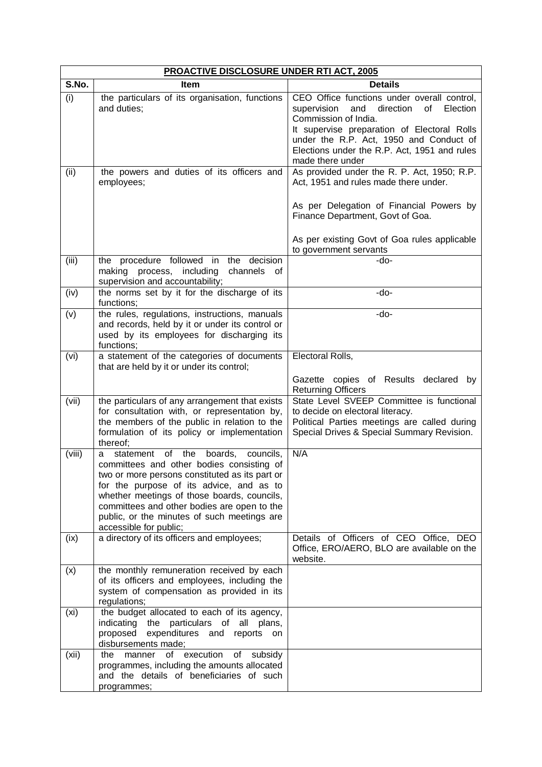| PROACTIVE DISCLOSURE UNDER RTI ACT, 2005 | | |
|---|---|---|
| **S.No.** | **Item** | **Details** |
| (i) | the particulars of its organisation, functions and duties; | CEO Office functions under overall control, supervision and direction of Election Commission of India. It supervise preparation of Electoral Rolls under the R.P. Act, 1950 and Conduct of Elections under the R.P. Act, 1951 and rules made there under |
| (ii) | the powers and duties of its officers and employees; | As provided under the R. P. Act, 1950; R.P. Act, 1951 and rules made there under. <br><br> As per Delegation of Financial Powers by Finance Department, Govt of Goa. <br><br> As per existing Govt of Goa rules applicable to government servants |
| (iii) | the procedure followed in the decision making process, including channels of supervision and accountability; | -do- |
| (iv) | the norms set by it for the discharge of its functions; | -do- |
| (v) | the rules, regulations, instructions, manuals and records, held by it or under its control or used by its employees for discharging its functions; | -do- |
| (vi) | a statement of the categories of documents that are held by it or under its control; | Electoral Rolls, <br><br> Gazette copies of Results declared by Returning Officers |
| (vii) | the particulars of any arrangement that exists for consultation with, or representation by, the members of the public in relation to the formulation of its policy or implementation thereof; | State Level SVEEP Committee is functional to decide on electoral literacy. Political Parties meetings are called during Special Drives & Special Summary Revision. |
| (viii) | a statement of the boards, councils, committees and other bodies consisting of two or more persons constituted as its part or for the purpose of its advice, and as to whether meetings of those boards, councils, committees and other bodies are open to the public, or the minutes of such meetings are accessible for public; | N/A |
| (ix) | a directory of its officers and employees; | Details of Officers of CEO Office, DEO Office, ERO/AERO, BLO are available on the website. |
| (x) | the monthly remuneration received by each of its officers and employees, including the system of compensation as provided in its regulations; | |
| (xi) | the budget allocated to each of its agency, indicating the particulars of all plans, proposed expenditures and reports on disbursements made; | |
| (xii) | the manner of execution of subsidy programmes, including the amounts allocated and the details of beneficiaries of such programmes; | |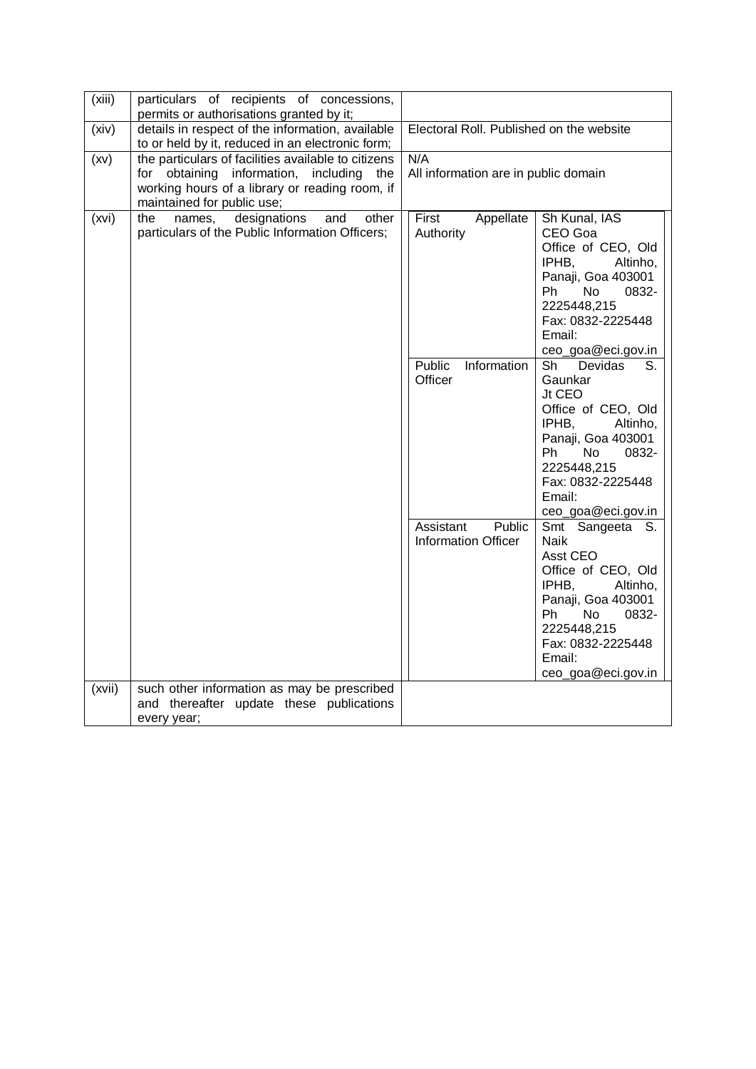| | | | |
|---|---|---|---|
| (xiii) | particulars of recipients of concessions, permits or authorisations granted by it; | | |
| (xiv) | details in respect of the information, available to or held by it, reduced in an electronic form; | Electoral Roll. Published on the website | |
| (xv) | the particulars of facilities available to citizens for obtaining information, including the working hours of a library or reading room, if maintained for public use; | N/A<br>All information are in public domain | |
| (xvi) | the names, designations and other particulars of the Public Information Officers; | First Appellate Authority | Sh Kunal, IAS<br>CEO Goa<br>Office of CEO, Old IPHB, Altinho, Panaji, Goa 403001<br>Ph No 0832-2225448,215<br>Fax: 0832-2225448<br>Email: ceo_goa@eci.gov.in |
| | | Public Information Officer | Sh Devidas S. Gaunkar<br>Jt CEO<br>Office of CEO, Old IPHB, Altinho, Panaji, Goa 403001<br>Ph No 0832-2225448,215<br>Fax: 0832-2225448<br>Email: ceo_goa@eci.gov.in |
| | | Assistant Public Information Officer | Smt Sangeeta S. Naik<br>Asst CEO<br>Office of CEO, Old IPHB, Altinho, Panaji, Goa 403001<br>Ph No 0832-2225448,215<br>Fax: 0832-2225448<br>Email: ceo_goa@eci.gov.in |
| (xvii) | such other information as may be prescribed and thereafter update these publications every year; | | |